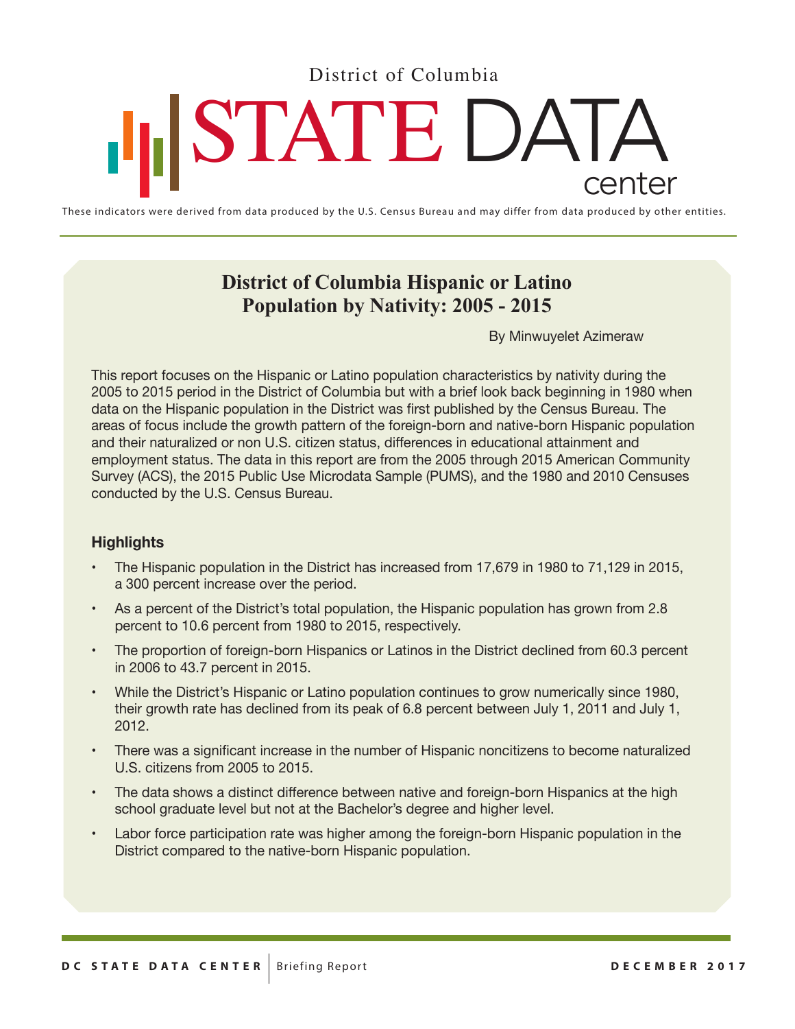District of Columbia

# STATE DATA center

These indicators were derived from data produced by the U.S. Census Bureau and may differ from data produced by other entities.

## District of Columbia Hispanic or Latino Population by Nativity: 2005 - 2015

By Minwuyelet Azimeraw

This report focuses on the Hispanic or Latino population characteristics by nativity during the 2005 to 2015 period in the District of Columbia but with a brief look back beginning in 1980 when data on the Hispanic population in the District was first published by the Census Bureau. The areas of focus include the growth pattern of the foreign-born and native-born Hispanic population and their naturalized or non U.S. citizen status, differences in educational attainment and employment status. The data in this report are from the 2005 through 2015 American Community Survey (ACS), the 2015 Public Use Microdata Sample (PUMS), and the 1980 and 2010 Censuses conducted by the U.S. Census Bureau.

### Highlights

- The Hispanic population in the District has increased from 17,679 in 1980 to 71,129 in 2015, a 300 percent increase over the period.
- As a percent of the District's total population, the Hispanic population has grown from 2.8 percent to 10.6 percent from 1980 to 2015, respectively.
- The proportion of foreign-born Hispanics or Latinos in the District declined from 60.3 percent in 2006 to 43.7 percent in 2015.
- While the District's Hispanic or Latino population continues to grow numerically since 1980, their growth rate has declined from its peak of 6.8 percent between July 1, 2011 and July 1, 2012.
- There was a significant increase in the number of Hispanic noncitizens to become naturalized U.S. citizens from 2005 to 2015.
- The data shows a distinct difference between native and foreign-born Hispanics at the high school graduate level but not at the Bachelor's degree and higher level.
- Labor force participation rate was higher among the foreign-born Hispanic population in the District compared to the native-born Hispanic population.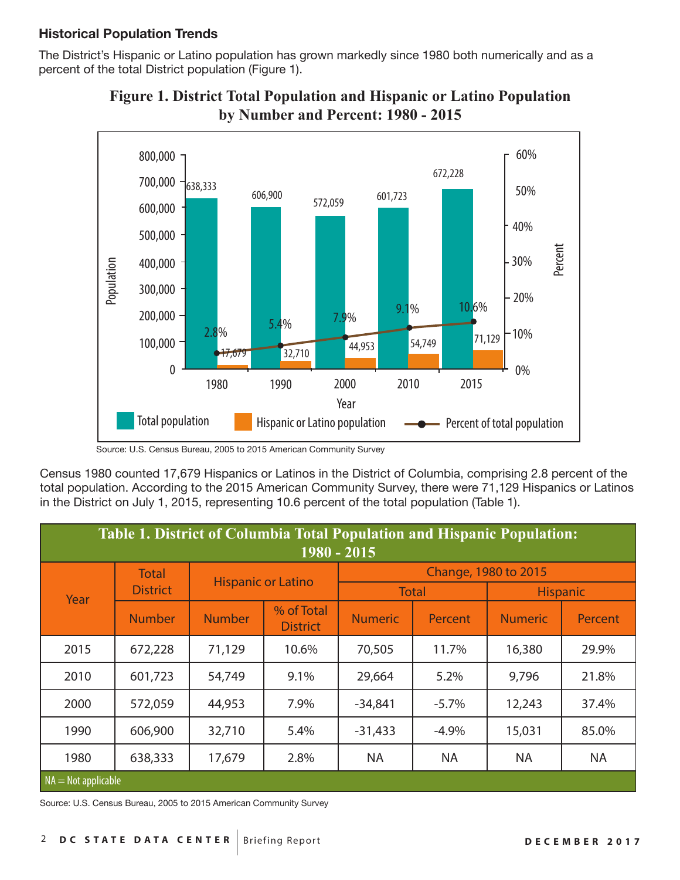### Historical Population Trends

The District's Hispanic or Latino population has grown markedly since 1980 both numerically and as a percent of the total District population (Figure 1).

**Figure 1. District Total Population and Hispanic or Latino Population by Number and Percent: 1980 - 2015**

Source: U.S. Census Bureau, 2005 to 2015 American Community Survey

Census 1980 counted 17,679 Hispanics or Latinos in the District of Columbia, comprising 2.8 percent of the total population. According to the 2015 American Community Survey, there were 71,129 Hispanics or Latinos in the District on July 1, 2015, representing 10.6 percent of the total population (Table 1).

**Table 1. District of Columbia Total Population and Hispanic Population: 1980 - 2015**

| Year | Total District | Hispanic or Latino | | Change, 1980 to 2015 | | | |
|---|---|---|---|---|---|---|---|
| | | | | Total | | Hispanic | |
| | Number | Number | % of Total District | Numeric | Percent | Numeric | Percent |
| 2015 | 672,228 | 71,129 | 10.6% | 70,505 | 11.7% | 16,380 | 29.9% |
| 2010 | 601,723 | 54,749 | 9.1% | 29,664 | 5.2% | 9,796 | 21.8% |
| 2000 | 572,059 | 44,953 | 7.9% | -34,841 | -5.7% | 12,243 | 37.4% |
| 1990 | 606,900 | 32,710 | 5.4% | -31,433 | -4.9% | 15,031 | 85.0% |
| 1980 | 638,333 | 17,679 | 2.8% | NA | NA | NA | NA |

NA = Not applicable

Source: U.S. Census Bureau, 2005 to 2015 American Community Survey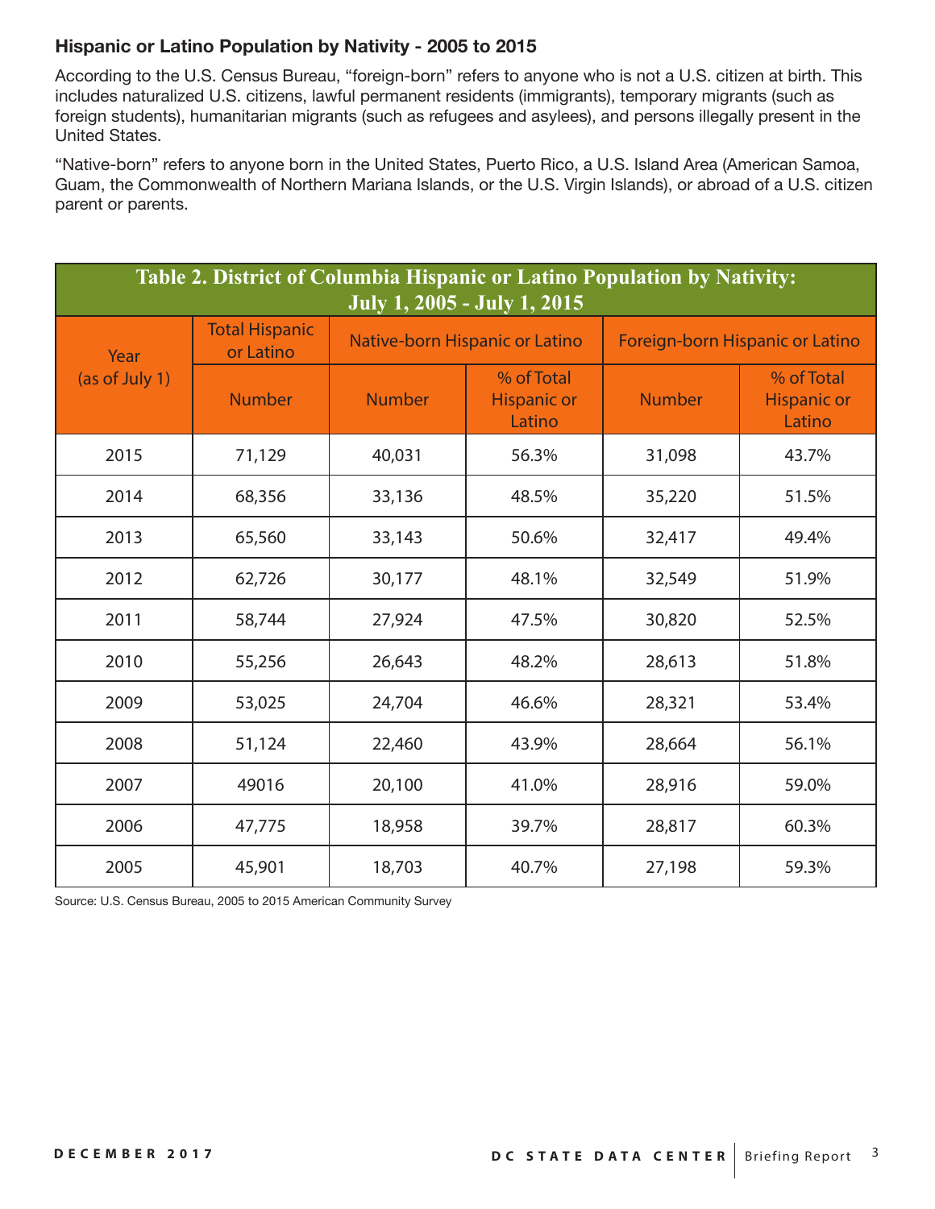## Hispanic or Latino Population by Nativity - 2005 to 2015

According to the U.S. Census Bureau, "foreign-born" refers to anyone who is not a U.S. citizen at birth. This includes naturalized U.S. citizens, lawful permanent residents (immigrants), temporary migrants (such as foreign students), humanitarian migrants (such as refugees and asylees), and persons illegally present in the United States.

"Native-born" refers to anyone born in the United States, Puerto Rico, a U.S. Island Area (American Samoa, Guam, the Commonwealth of Northern Mariana Islands, or the U.S. Virgin Islands), or abroad of a U.S. citizen parent or parents.

**Table 2. District of Columbia Hispanic or Latino Population by Nativity: July 1, 2005 - July 1, 2015**

| Year (as of July 1) | Total Hispanic or Latino | Native-born Hispanic or Latino | | Foreign-born Hispanic or Latino | |
|---|---|---|---|---|---|
| | Number | Number | % of Total Hispanic or Latino | Number | % of Total Hispanic or Latino |
| 2015 | 71,129 | 40,031 | 56.3% | 31,098 | 43.7% |
| 2014 | 68,356 | 33,136 | 48.5% | 35,220 | 51.5% |
| 2013 | 65,560 | 33,143 | 50.6% | 32,417 | 49.4% |
| 2012 | 62,726 | 30,177 | 48.1% | 32,549 | 51.9% |
| 2011 | 58,744 | 27,924 | 47.5% | 30,820 | 52.5% |
| 2010 | 55,256 | 26,643 | 48.2% | 28,613 | 51.8% |
| 2009 | 53,025 | 24,704 | 46.6% | 28,321 | 53.4% |
| 2008 | 51,124 | 22,460 | 43.9% | 28,664 | 56.1% |
| 2007 | 49016 | 20,100 | 41.0% | 28,916 | 59.0% |
| 2006 | 47,775 | 18,958 | 39.7% | 28,817 | 60.3% |
| 2005 | 45,901 | 18,703 | 40.7% | 27,198 | 59.3% |

Source: U.S. Census Bureau, 2005 to 2015 American Community Survey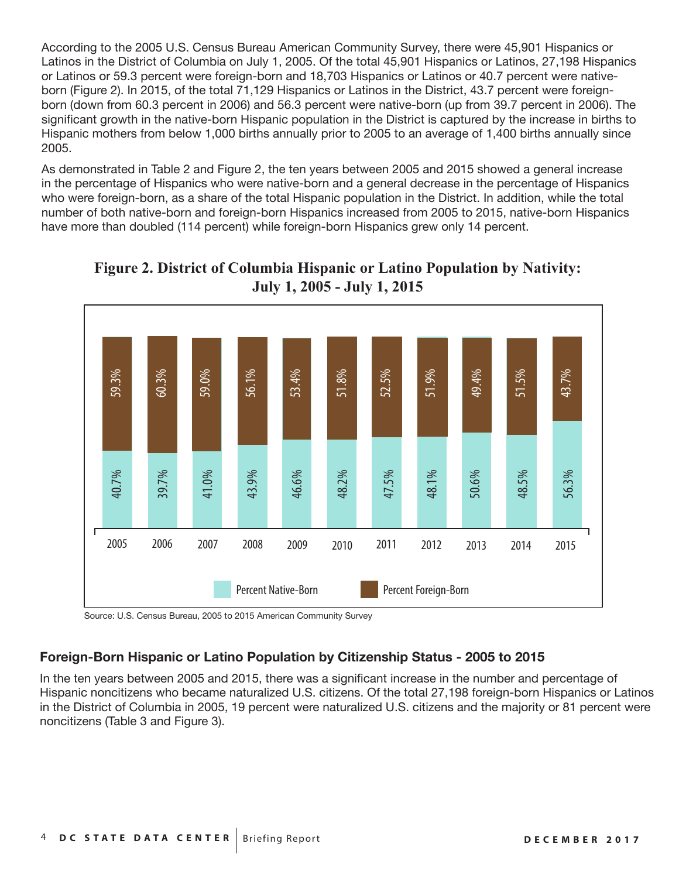According to the 2005 U.S. Census Bureau American Community Survey, there were 45,901 Hispanics or Latinos in the District of Columbia on July 1, 2005. Of the total 45,901 Hispanics or Latinos, 27,198 Hispanics or Latinos or 59.3 percent were foreign-born and 18,703 Hispanics or Latinos or 40.7 percent were native-born (Figure 2). In 2015, of the total 71,129 Hispanics or Latinos in the District, 43.7 percent were foreign-born (down from 60.3 percent in 2006) and 56.3 percent were native-born (up from 39.7 percent in 2006). The significant growth in the native-born Hispanic population in the District is captured by the increase in births to Hispanic mothers from below 1,000 births annually prior to 2005 to an average of 1,400 births annually since 2005.

As demonstrated in Table 2 and Figure 2, the ten years between 2005 and 2015 showed a general increase in the percentage of Hispanics who were native-born and a general decrease in the percentage of Hispanics who were foreign-born, as a share of the total Hispanic population in the District. In addition, while the total number of both native-born and foreign-born Hispanics increased from 2005 to 2015, native-born Hispanics have more than doubled (114 percent) while foreign-born Hispanics grew only 14 percent.

**Figure 2. District of Columbia Hispanic or Latino Population by Nativity: July 1, 2005 - July 1, 2015**

| Year | Percent Native-Born | Percent Foreign-Born |
|---|---|---|
| 2005 | 40.7% | 59.3% |
| 2006 | 39.7% | 60.3% |
| 2007 | 41.0% | 59.0% |
| 2008 | 43.9% | 56.1% |
| 2009 | 46.6% | 53.4% |
| 2010 | 48.2% | 51.8% |
| 2011 | 47.5% | 52.5% |
| 2012 | 48.1% | 51.9% |
| 2013 | 50.6% | 49.4% |
| 2014 | 48.5% | 51.5% |
| 2015 | 56.3% | 43.7% |

Source: U.S. Census Bureau, 2005 to 2015 American Community Survey

## Foreign-Born Hispanic or Latino Population by Citizenship Status - 2005 to 2015

In the ten years between 2005 and 2015, there was a significant increase in the number and percentage of Hispanic noncitizens who became naturalized U.S. citizens. Of the total 27,198 foreign-born Hispanics or Latinos in the District of Columbia in 2005, 19 percent were naturalized U.S. citizens and the majority or 81 percent were noncitizens (Table 3 and Figure 3).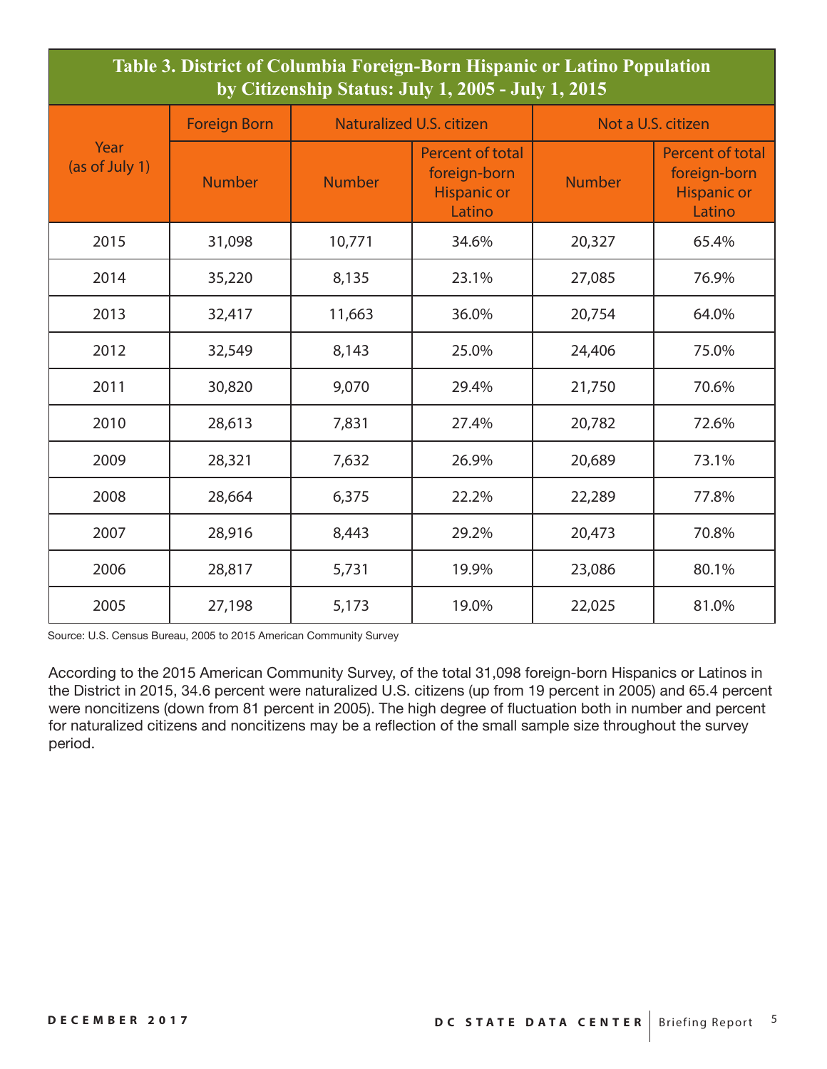**Table 3. District of Columbia Foreign-Born Hispanic or Latino Population by Citizenship Status: July 1, 2005 - July 1, 2015**

| Year (as of July 1) | Foreign Born | Naturalized U.S. citizen | | Not a U.S. citizen | |
|---|---|---|---|---|---|
| | Number | Number | Percent of total foreign-born Hispanic or Latino | Number | Percent of total foreign-born Hispanic or Latino |
| 2015 | 31,098 | 10,771 | 34.6% | 20,327 | 65.4% |
| 2014 | 35,220 | 8,135 | 23.1% | 27,085 | 76.9% |
| 2013 | 32,417 | 11,663 | 36.0% | 20,754 | 64.0% |
| 2012 | 32,549 | 8,143 | 25.0% | 24,406 | 75.0% |
| 2011 | 30,820 | 9,070 | 29.4% | 21,750 | 70.6% |
| 2010 | 28,613 | 7,831 | 27.4% | 20,782 | 72.6% |
| 2009 | 28,321 | 7,632 | 26.9% | 20,689 | 73.1% |
| 2008 | 28,664 | 6,375 | 22.2% | 22,289 | 77.8% |
| 2007 | 28,916 | 8,443 | 29.2% | 20,473 | 70.8% |
| 2006 | 28,817 | 5,731 | 19.9% | 23,086 | 80.1% |
| 2005 | 27,198 | 5,173 | 19.0% | 22,025 | 81.0% |

Source: U.S. Census Bureau, 2005 to 2015 American Community Survey

According to the 2015 American Community Survey, of the total 31,098 foreign-born Hispanics or Latinos in the District in 2015, 34.6 percent were naturalized U.S. citizens (up from 19 percent in 2005) and 65.4 percent were noncitizens (down from 81 percent in 2005). The high degree of fluctuation both in number and percent for naturalized citizens and noncitizens may be a reflection of the small sample size throughout the survey period.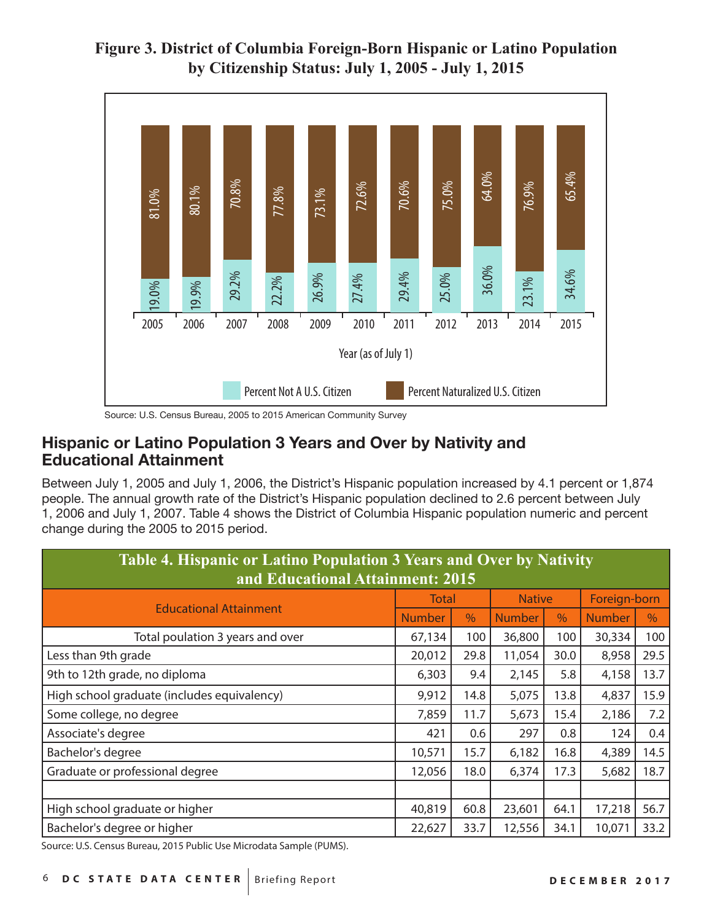**Figure 3. District of Columbia Foreign-Born Hispanic or Latino Population by Citizenship Status: July 1, 2005 - July 1, 2015**

| Year (as of July 1) | Percent Not A U.S. Citizen | Percent Naturalized U.S. Citizen |
|---|---|---|
| 2005 | 19.0% | 81.0% |
| 2006 | 19.9% | 80.1% |
| 2007 | 29.2% | 70.8% |
| 2008 | 22.2% | 77.8% |
| 2009 | 26.9% | 73.1% |
| 2010 | 27.4% | 72.6% |
| 2011 | 29.4% | 70.6% |
| 2012 | 25.0% | 75.0% |
| 2013 | 36.0% | 64.0% |
| 2014 | 23.1% | 76.9% |
| 2015 | 34.6% | 65.4% |

Source: U.S. Census Bureau, 2005 to 2015 American Community Survey

## Hispanic or Latino Population 3 Years and Over by Nativity and Educational Attainment

Between July 1, 2005 and July 1, 2006, the District's Hispanic population increased by 4.1 percent or 1,874 people. The annual growth rate of the District's Hispanic population declined to 2.6 percent between July 1, 2006 and July 1, 2007. Table 4 shows the District of Columbia Hispanic population numeric and percent change during the 2005 to 2015 period.

**Table 4. Hispanic or Latino Population 3 Years and Over by Nativity and Educational Attainment: 2015**

| Educational Attainment | Total | | Native | | Foreign-born | |
|---|---|---|---|---|---|---|
| | Number | % | Number | % | Number | % |
| Total poulation 3 years and over | 67,134 | 100 | 36,800 | 100 | 30,334 | 100 |
| Less than 9th grade | 20,012 | 29.8 | 11,054 | 30.0 | 8,958 | 29.5 |
| 9th to 12th grade, no diploma | 6,303 | 9.4 | 2,145 | 5.8 | 4,158 | 13.7 |
| High school graduate (includes equivalency) | 9,912 | 14.8 | 5,075 | 13.8 | 4,837 | 15.9 |
| Some college, no degree | 7,859 | 11.7 | 5,673 | 15.4 | 2,186 | 7.2 |
| Associate's degree | 421 | 0.6 | 297 | 0.8 | 124 | 0.4 |
| Bachelor's degree | 10,571 | 15.7 | 6,182 | 16.8 | 4,389 | 14.5 |
| Graduate or professional degree | 12,056 | 18.0 | 6,374 | 17.3 | 5,682 | 18.7 |
| | | | | | | |
| High school graduate or higher | 40,819 | 60.8 | 23,601 | 64.1 | 17,218 | 56.7 |
| Bachelor's degree or higher | 22,627 | 33.7 | 12,556 | 34.1 | 10,071 | 33.2 |

Source: U.S. Census Bureau, 2015 Public Use Microdata Sample (PUMS).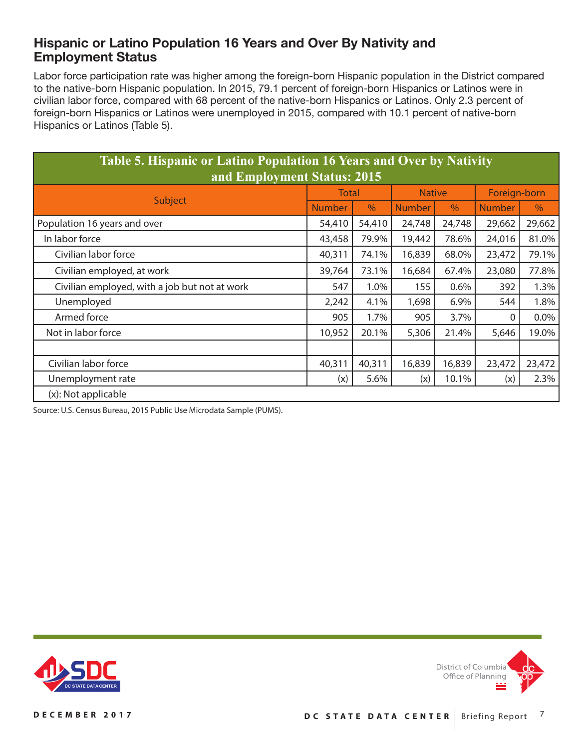## Hispanic or Latino Population 16 Years and Over By Nativity and Employment Status

Labor force participation rate was higher among the foreign-born Hispanic population in the District compared to the native-born Hispanic population. In 2015, 79.1 percent of foreign-born Hispanics or Latinos were in civilian labor force, compared with 68 percent of the native-born Hispanics or Latinos. Only 2.3 percent of foreign-born Hispanics or Latinos were unemployed in 2015, compared with 10.1 percent of native-born Hispanics or Latinos (Table 5).

**Table 5. Hispanic or Latino Population 16 Years and Over by Nativity and Employment Status: 2015**

| Subject | Total | | Native | | Foreign-born | |
|---|---|---|---|---|---|---|
| | Number | % | Number | % | Number | % |
| Population 16 years and over | 54,410 | 54,410 | 24,748 | 24,748 | 29,662 | 29,662 |
| In labor force | 43,458 | 79.9% | 19,442 | 78.6% | 24,016 | 81.0% |
| Civilian labor force | 40,311 | 74.1% | 16,839 | 68.0% | 23,472 | 79.1% |
| Civilian employed, at work | 39,764 | 73.1% | 16,684 | 67.4% | 23,080 | 77.8% |
| Civilian employed, with a job but not at work | 547 | 1.0% | 155 | 0.6% | 392 | 1.3% |
| Unemployed | 2,242 | 4.1% | 1,698 | 6.9% | 544 | 1.8% |
| Armed force | 905 | 1.7% | 905 | 3.7% | 0 | 0.0% |
| Not in labor force | 10,952 | 20.1% | 5,306 | 21.4% | 5,646 | 19.0% |
| | | | | | | |
| Civilian labor force | 40,311 | 40,311 | 16,839 | 16,839 | 23,472 | 23,472 |
| Unemployment rate | (x) | 5.6% | (x) | 10.1% | (x) | 2.3% |
| (x): Not applicable | | | | | | |

Source: U.S. Census Bureau, 2015 Public Use Microdata Sample (PUMS).